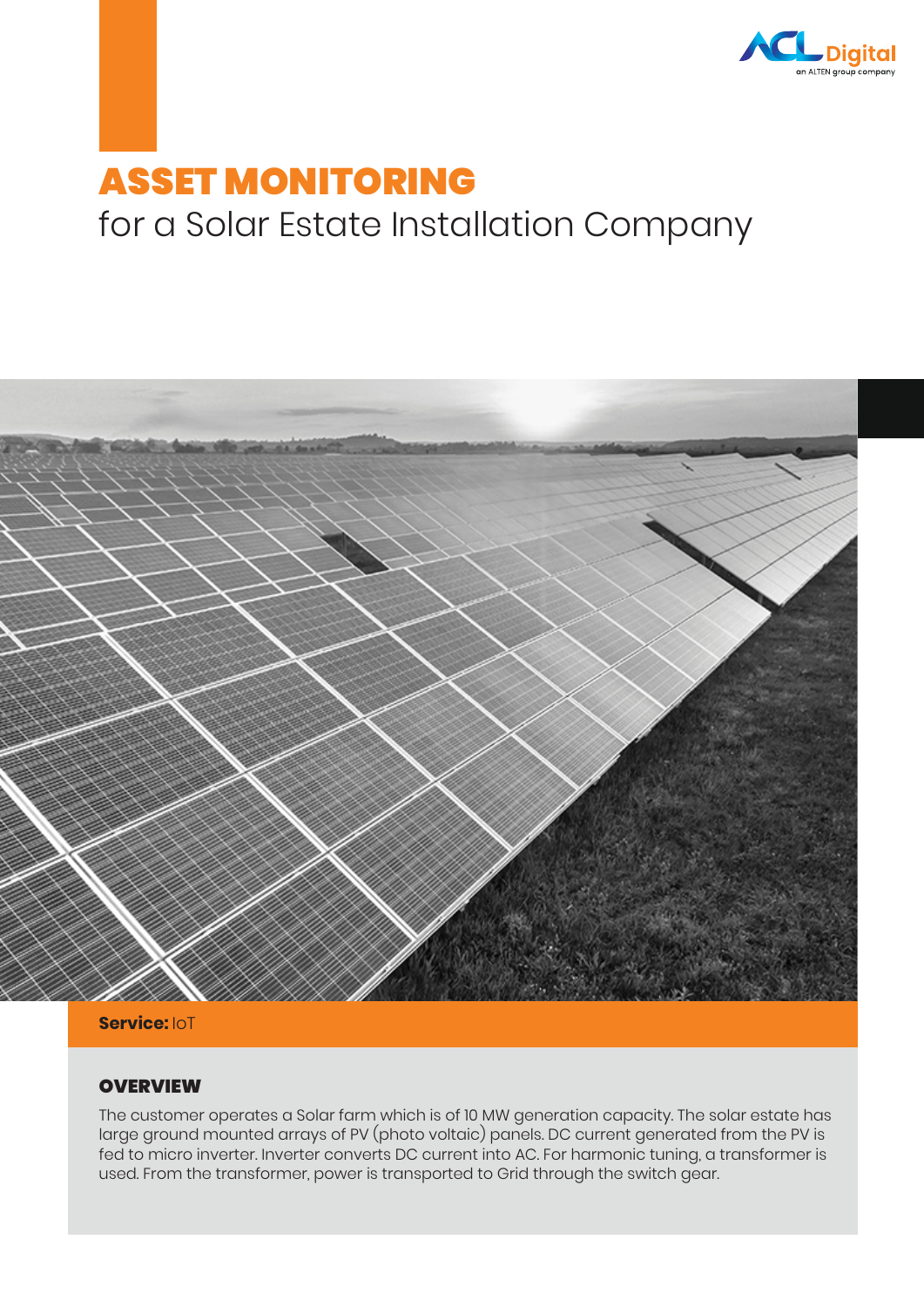# ASSET MONITORING

for a Solar Estate Installation Company

**Service:** IoT

## OVERVIEW

The customer operates a Solar farm which is of 10 MW generation capacity. The solar estate has large ground mounted arrays of PV (photo voltaic) panels. DC current generated from the PV is fed to micro inverter. Inverter converts DC current into AC. For harmonic tuning, a transformer is used. From the transformer, power is transported to Grid through the switch gear.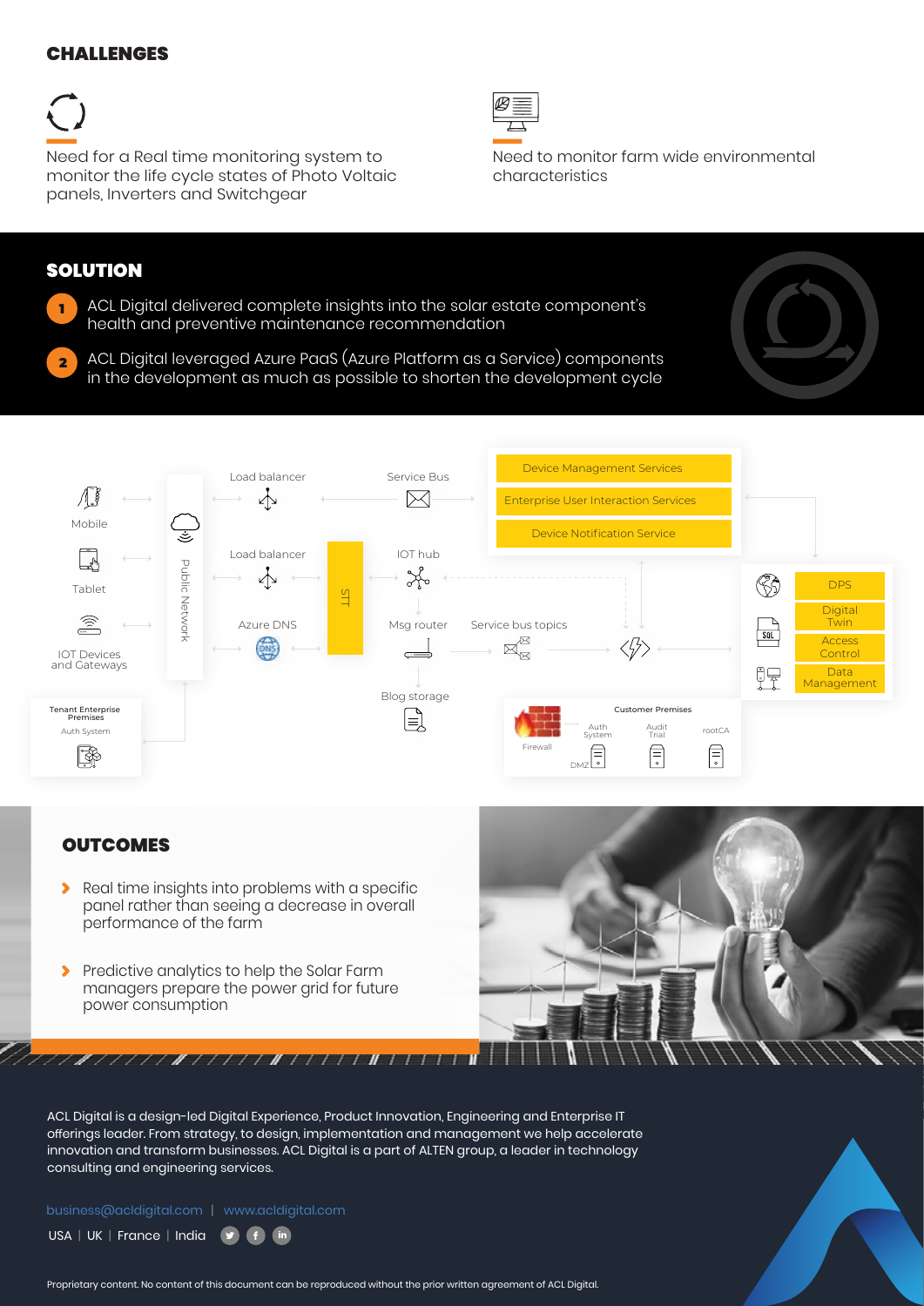## CHALLENGES

Need for a Real time monitoring system to monitor the life cycle states of Photo Voltaic panels, Inverters and Switchgear

Need to monitor farm wide environmental characteristics

## SOLUTION

1. ACL Digital delivered complete insights into the solar estate component's health and preventive maintenance recommendation
2. ACL Digital leveraged Azure PaaS (Azure Platform as a Service) components in the development as much as possible to shorten the development cycle

Mobile

Tablet

IOT Devices and Gateways

Public Network

Tenant Enterprise Premises

Auth System

Load balancer

Load balancer

Azure DNS

STT

Service Bus

IOT hub

Msg router

Blog storage

Service bus topics

Device Management Services

Enterprise User Interaction Services

Device Notification Service

DPS

Digital Twin

Access Control

Data Management

Customer Premises

Firewall

Auth System

Audit Trial

rootCA

DMZ

## OUTCOMES

- Real time insights into problems with a specific panel rather than seeing a decrease in overall performance of the farm
- Predictive analytics to help the Solar Farm managers prepare the power grid for future power consumption

ACL Digital is a design-led Digital Experience, Product Innovation, Engineering and Enterprise IT offerings leader. From strategy, to design, implementation and management we help accelerate innovation and transform businesses. ACL Digital is a part of ALTEN group, a leader in technology consulting and engineering services.

business@acldigital.com | www.acldigital.com

USA | UK | France | India

Proprietary content. No content of this document can be reproduced without the prior written agreement of ACL Digital.